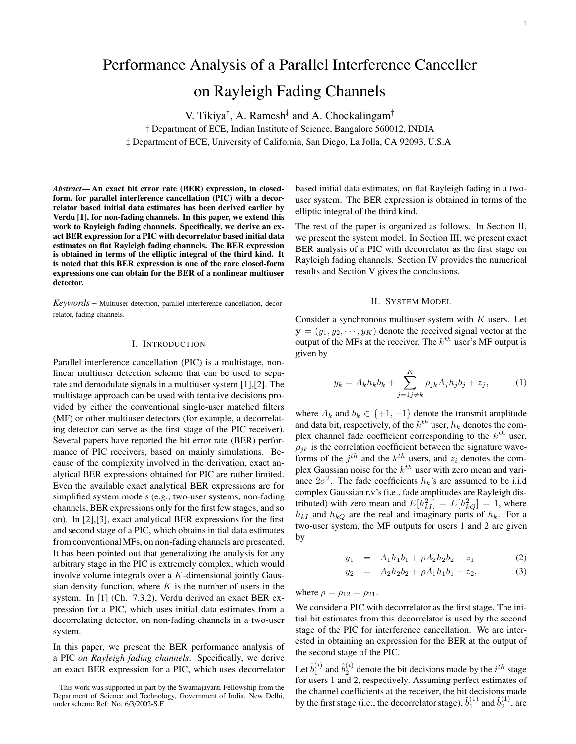# Performance Analysis of a Parallel Interference Canceller on Rayleigh Fading Channels

V. Tikiya[†], A. Ramesh[‡] and A. Chockalingam[†]

[†] Department of ECE, Indian Institute of Science, Bangalore 560012, INDIA

[‡] Department of ECE, University of California, San Diego, La Jolla, CA 92093, U.S.A

***Abstract*— An exact bit error rate (BER) expression, in closed-form, for parallel interference cancellation (PIC) with a decorrelator based initial data estimates has been derived earlier by Verdu [1], for non-fading channels. In this paper, we extend this work to Rayleigh fading channels. Specifically, we derive an exact BER expression for a PIC with decorrelator based initial data estimates on flat Rayleigh fading channels. The BER expression is obtained in terms of the elliptic integral of the third kind. It is noted that this BER expression is one of the rare closed-form expressions one can obtain for the BER of a nonlinear multiuser detector.**

*Keywords* – Multiuser detection, parallel interference cancellation, decorrelator, fading channels.

## I. Introduction

Parallel interference cancellation (PIC) is a multistage, nonlinear multiuser detection scheme that can be used to separate and demodulate signals in a multiuser system [1],[2]. The multistage approach can be used with tentative decisions provided by either the conventional single-user matched filters (MF) or other multiuser detectors (for example, a decorrelating detector can serve as the first stage of the PIC receiver). Several papers have reported the bit error rate (BER) performance of PIC receivers, based on mainly simulations. Because of the complexity involved in the derivation, exact analytical BER expressions obtained for PIC are rather limited. Even the available exact analytical BER expressions are for simplified system models (e.g., two-user systems, non-fading channels, BER expressions only for the first few stages, and so on). In [2],[3], exact analytical BER expressions for the first and second stage of a PIC, which obtains initial data estimates from conventional MFs, on non-fading channels are presented. It has been pointed out that generalizing the analysis for any arbitrary stage in the PIC is extremely complex, which would involve volume integrals over a $K$-dimensional jointly Gaussian density function, where $K$ is the number of users in the system. In [1] (Ch. 7.3.2), Verdu derived an exact BER expression for a PIC, which uses initial data estimates from a decorrelating detector, on non-fading channels in a two-user system.

In this paper, we present the BER performance analysis of a PIC *on Rayleigh fading channels*. Specifically, we derive an exact BER expression for a PIC, which uses decorrelator based initial data estimates, on flat Rayleigh fading in a two-user system. The BER expression is obtained in terms of the elliptic integral of the third kind.

The rest of the paper is organized as follows. In Section II, we present the system model. In Section III, we present exact BER analysis of a PIC with decorrelator as the first stage on Rayleigh fading channels. Section IV provides the numerical results and Section V gives the conclusions.

## II. System Model

Consider a synchronous multiuser system with $K$ users. Let $\mathbf{y} = (y_1, y_2, \cdots, y_K)$ denote the received signal vector at the output of the MFs at the receiver. The $k^{th}$ user's MF output is given by

$$y_k = A_k h_k b_k + \sum_{j=1 j\neq k}^{K} \rho_{jk} A_j h_j b_j + z_j, \tag{1}$$

where $A_k$ and $b_k \in \{+1, -1\}$ denote the transmit amplitude and data bit, respectively, of the $k^{th}$ user, $h_k$ denotes the complex channel fade coefficient corresponding to the $k^{th}$ user, $\rho_{jk}$ is the correlation coefficient between the signature waveforms of the $j^{th}$ and the $k^{th}$ users, and $z_i$ denotes the complex Gaussian noise for the $k^{th}$ user with zero mean and variance $2\sigma^2$. The fade coefficients $h_k$'s are assumed to be i.i.d complex Gaussian r.v's (i.e., fade amplitudes are Rayleigh distributed) with zero mean and $E[h_{kI}^2] = E[h_{kQ}^2] = 1$, where $h_{kI}$ and $h_{kQ}$ are the real and imaginary parts of $h_k$. For a two-user system, the MF outputs for users 1 and 2 are given by

$$\begin{aligned} y_1 &= A_1 h_1 b_1 + \rho A_2 h_2 b_2 + z_1 && (2) \\ y_2 &= A_2 h_2 b_2 + \rho A_1 h_1 b_1 + z_2, && (3) \end{aligned}$$

where $\rho = \rho_{12} = \rho_{21}$.

We consider a PIC with decorrelator as the first stage. The initial bit estimates from this decorrelator is used by the second stage of the PIC for interference cancellation. We are interested in obtaining an expression for the BER at the output of the second stage of the PIC.

Let $\hat{b}_1^{(i)}$ and $\hat{b}_2^{(i)}$ denote the bit decisions made by the $i^{th}$ stage for users 1 and 2, respectively. Assuming perfect estimates of the channel coefficients at the receiver, the bit decisions made by the first stage (i.e., the decorrelator stage), $\hat{b}_1^{(1)}$ and $\hat{b}_2^{(1)}$, are

This work was supported in part by the Swarnajayanti Fellowship from the Department of Science and Technology, Government of India, New Delhi, under scheme Ref: No. 6/3/2002-S.F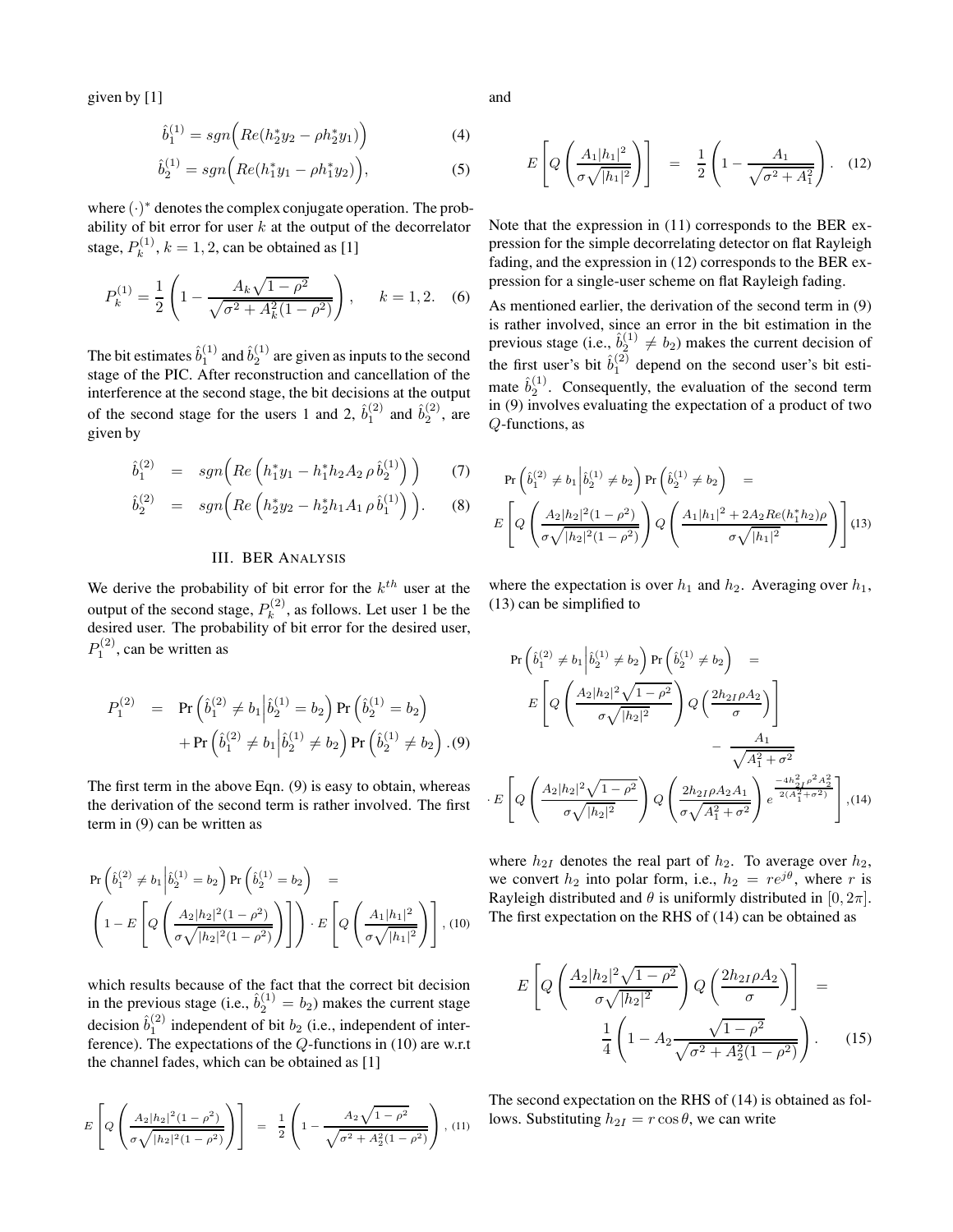given by [1]

$$\hat{b}_1^{(1)} = sgn\Big(Re(h_2^* y_2 - \rho h_2^* y_1)\Big) \tag{4}$$

$$\hat{b}_2^{(1)} = sgn\Big(Re(h_1^* y_1 - \rho h_1^* y_2)\Big), \tag{5}$$

where $(\cdot)^*$ denotes the complex conjugate operation. The probability of bit error for user $k$ at the output of the decorrelator stage, $P_k^{(1)}, k = 1, 2$, can be obtained as [1]

$$P_k^{(1)} = \frac{1}{2}\left(1 - \frac{A_k\sqrt{1-\rho^2}}{\sqrt{\sigma^2 + A_k^2(1-\rho^2)}}\right), \qquad k = 1, 2. \tag{6}$$

The bit estimates $\hat{b}_1^{(1)}$ and $\hat{b}_2^{(1)}$ are given as inputs to the second stage of the PIC. After reconstruction and cancellation of the interference at the second stage, the bit decisions at the output of the second stage for the users 1 and 2, $\hat{b}_1^{(2)}$ and $\hat{b}_2^{(2)}$, are given by

$$\hat{b}_1^{(2)} = sgn\Big(Re\left(h_1^* y_1 - h_1^* h_2 A_2\, \rho\, \hat{b}_2^{(1)}\right)\Big) \tag{7}$$

$$\hat{b}_2^{(2)} = sgn\Big(Re\left(h_2^* y_2 - h_2^* h_1 A_1\, \rho\, \hat{b}_1^{(1)}\right)\Big). \tag{8}$$

## III. BER Analysis

We derive the probability of bit error for the $k^{th}$ user at the output of the second stage, $P_k^{(2)}$, as follows. Let user 1 be the desired user. The probability of bit error for the desired user, $P_1^{(2)}$, can be written as

$$\begin{aligned} P_1^{(2)} &= \Pr\left(\hat{b}_1^{(2)} \neq b_1 \Big| \hat{b}_2^{(1)} = b_2\right) \Pr\left(\hat{b}_2^{(1)} = b_2\right) \\ &\quad + \Pr\left(\hat{b}_1^{(2)} \neq b_1 \Big| \hat{b}_2^{(1)} \neq b_2\right) \Pr\left(\hat{b}_2^{(1)} \neq b_2\right). \end{aligned} \tag{9}$$

The first term in the above Eqn. (9) is easy to obtain, whereas the derivation of the second term is rather involved. The first term in (9) can be written as

$$\begin{aligned} &\Pr\left(\hat{b}_1^{(2)} \neq b_1 \Big| \hat{b}_2^{(1)} = b_2\right) \Pr\left(\hat{b}_2^{(1)} = b_2\right) = \\ &\left(1 - E\left[Q\left(\frac{A_2|h_2|^2(1-\rho^2)}{\sigma\sqrt{|h_2|^2(1-\rho^2)}}\right)\right]\right) \cdot E\left[Q\left(\frac{A_1|h_1|^2}{\sigma\sqrt{|h_1|^2}}\right)\right], \end{aligned} \tag{10}$$

which results because of the fact that the correct bit decision in the previous stage (i.e., $\hat{b}_2^{(1)} = b_2$) makes the current stage decision $\hat{b}_1^{(2)}$ independent of bit $b_2$ (i.e., independent of interference). The expectations of the $Q$-functions in (10) are w.r.t the channel fades, which can be obtained as [1]

$$E\left[Q\left(\frac{A_2|h_2|^2(1-\rho^2)}{\sigma\sqrt{|h_2|^2(1-\rho^2)}}\right)\right] = \frac{1}{2}\left(1 - \frac{A_2\sqrt{1-\rho^2}}{\sqrt{\sigma^2 + A_2^2(1-\rho^2)}}\right), \tag{11}$$

and

$$E\left[Q\left(\frac{A_1|h_1|^2}{\sigma\sqrt{|h_1|^2}}\right)\right] = \frac{1}{2}\left(1 - \frac{A_1}{\sqrt{\sigma^2 + A_1^2}}\right). \tag{12}$$

Note that the expression in (11) corresponds to the BER expression for the simple decorrelating detector on flat Rayleigh fading, and the expression in (12) corresponds to the BER expression for a single-user scheme on flat Rayleigh fading.

As mentioned earlier, the derivation of the second term in (9) is rather involved, since an error in the bit estimation in the previous stage (i.e., $\hat{b}_2^{(1)} \neq b_2$) makes the current decision of the first user's bit $\hat{b}_1^{(2)}$ depend on the second user's bit estimate $\hat{b}_2^{(1)}$. Consequently, the evaluation of the second term in (9) involves evaluating the expectation of a product of two $Q$-functions, as

$$\begin{aligned} &\Pr\left(\hat{b}_1^{(2)} \neq b_1 \Big| \hat{b}_2^{(1)} \neq b_2\right) \Pr\left(\hat{b}_2^{(1)} \neq b_2\right) = \\ &E\left[Q\left(\frac{A_2|h_2|^2(1-\rho^2)}{\sigma\sqrt{|h_2|^2(1-\rho^2)}}\right) Q\left(\frac{A_1|h_1|^2 + 2A_2 Re(h_1^* h_2)\rho}{\sigma\sqrt{|h_1|^2}}\right)\right] \end{aligned} \tag{13}$$

where the expectation is over $h_1$ and $h_2$. Averaging over $h_1$, (13) can be simplified to

$$\begin{aligned} &\Pr\left(\hat{b}_1^{(2)} \neq b_1 \Big| \hat{b}_2^{(1)} \neq b_2\right) \Pr\left(\hat{b}_2^{(1)} \neq b_2\right) = \\ &\quad E\left[Q\left(\frac{A_2|h_2|^2\sqrt{1-\rho^2}}{\sigma\sqrt{|h_2|^2}}\right) Q\left(\frac{2h_{2I}\rho A_2}{\sigma}\right)\right] \\ &\quad - \frac{A_1}{\sqrt{A_1^2 + \sigma^2}} \\ &\cdot E\left[Q\left(\frac{A_2|h_2|^2\sqrt{1-\rho^2}}{\sigma\sqrt{|h_2|^2}}\right) Q\left(\frac{2h_{2I}\rho A_2 A_1}{\sigma\sqrt{A_1^2+\sigma^2}}\right) e^{\frac{-4h_{2I}^2\rho^2 A_2^2}{2(A_1^2+\sigma^2)}}\right], \end{aligned} \tag{14}$$

where $h_{2I}$ denotes the real part of $h_2$. To average over $h_2$, we convert $h_2$ into polar form, i.e., $h_2 = re^{j\theta}$, where $r$ is Rayleigh distributed and $\theta$ is uniformly distributed in $[0, 2\pi]$. The first expectation on the RHS of (14) can be obtained as

$$\begin{aligned} &E\left[Q\left(\frac{A_2|h_2|^2\sqrt{1-\rho^2}}{\sigma\sqrt{|h_2|^2}}\right) Q\left(\frac{2h_{2I}\rho A_2}{\sigma}\right)\right] = \\ &\quad \frac{1}{4}\left(1 - A_2\frac{\sqrt{1-\rho^2}}{\sqrt{\sigma^2 + A_2^2(1-\rho^2)}}\right). \end{aligned} \tag{15}$$

The second expectation on the RHS of (14) is obtained as follows. Substituting $h_{2I} = r\cos\theta$, we can write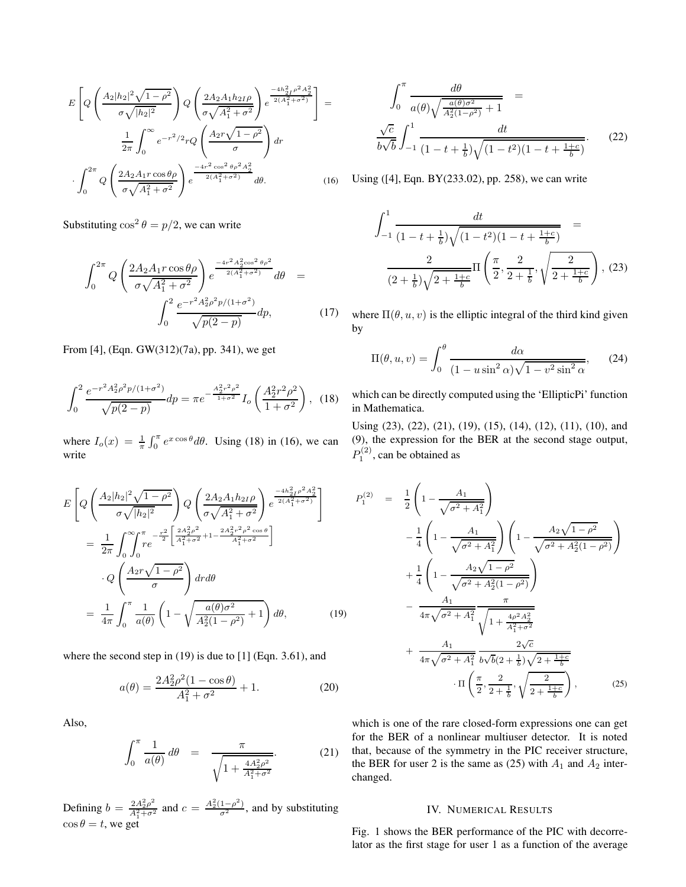$$
E\left[Q\left(\frac{A_2|h_2|^2\sqrt{1-\rho^2}}{\sigma\sqrt{|h_2|^2}}\right)Q\left(\frac{2A_2A_1h_{2I}\rho}{\sigma\sqrt{A_1^2+\sigma^2}}\right)e^{\frac{-4h_{2I}^2\rho^2A_2^2}{2(A_1^2+\sigma^2)}}\right] = \frac{1}{2\pi}\int_0^\infty e^{-r^2/2}rQ\left(\frac{A_2r\sqrt{1-\rho^2}}{\sigma}\right)dr \cdot\int_0^{2\pi}Q\left(\frac{2A_2A_1r\cos\theta\rho}{\sigma\sqrt{A_1^2+\sigma^2}}\right)e^{\frac{-4r^2\cos^2\theta\rho^2A_2^2}{2(A_1^2+\sigma^2)}}d\theta. \quad (16)
$$

Substituting $\cos^2\theta = p/2$, we can write

$$
\int_0^{2\pi}Q\left(\frac{2A_2A_1r\cos\theta\rho}{\sigma\sqrt{A_1^2+\sigma^2}}\right)e^{\frac{-4r^2A_2^2\cos^2\theta\rho^2}{2(A_1^2+\sigma^2)}}d\theta = \int_0^2\frac{e^{-r^2A_2^2\rho^2p/(1+\sigma^2)}}{\sqrt{p(2-p)}}dp, \quad (17)
$$

From [4], (Eqn. GW(312)(7a), pp. 341), we get

$$
\int_0^2\frac{e^{-r^2A_2^2\rho^2p/(1+\sigma^2)}}{\sqrt{p(2-p)}}dp = \pi e^{-\frac{A_2^2r^2\rho^2}{1+\sigma^2}}I_o\left(\frac{A_2^2r^2\rho^2}{1+\sigma^2}\right), \quad (18)
$$

where $I_o(x) = \frac{1}{\pi}\int_0^\pi e^{x\cos\theta}d\theta$. Using (18) in (16), we can write

$$
\begin{aligned}
&E\left[Q\left(\frac{A_2|h_2|^2\sqrt{1-\rho^2}}{\sigma\sqrt{|h_2|^2}}\right)Q\left(\frac{2A_2A_1h_{2I}\rho}{\sigma\sqrt{A_1^2+\sigma^2}}\right)e^{\frac{-4h_{2I}^2\rho^2A_2^2}{2(A_1^2+\sigma^2)}}\right] \\
&= \frac{1}{2\pi}\int_0^\infty\int_0^\pi re^{-\frac{r^2}{2}\left[\frac{2A_2^2\rho^2}{A_1^2+\sigma^2}+1-\frac{2A_2^2r^2\rho^2\cos\theta}{A_1^2+\sigma^2}\right]} \cdot Q\left(\frac{A_2r\sqrt{1-\rho^2}}{\sigma}\right)drd\theta \\
&= \frac{1}{4\pi}\int_0^\pi\frac{1}{a(\theta)}\left(1-\sqrt{\frac{a(\theta)\sigma^2}{A_2^2(1-\rho^2)}+1}\right)d\theta, \quad (19)
\end{aligned}
$$

where the second step in (19) is due to [1] (Eqn. 3.61), and

$$
a(\theta) = \frac{2A_2^2\rho^2(1-\cos\theta)}{A_1^2+\sigma^2}+1. \quad (20)
$$

Also,

$$
\int_0^\pi\frac{1}{a(\theta)}d\theta = \frac{\pi}{\sqrt{1+\frac{4A_2^2\rho^2}{A_1^2+\sigma^2}}}. \quad (21)
$$

Defining $b = \frac{2A_2^2\rho^2}{A_1^2+\sigma^2}$ and $c = \frac{A_2^2(1-\rho^2)}{\sigma^2}$, and by substituting $\cos\theta = t$, we get

$$
\int_0^\pi\frac{d\theta}{a(\theta)\sqrt{\frac{a(\theta)\sigma^2}{A_2^2(1-\rho^2)}+1}} = \frac{\sqrt{c}}{b\sqrt{b}}\int_{-1}^1\frac{dt}{(1-t+\frac{1}{b})\sqrt{(1-t^2)(1-t+\frac{1+c}{b})}}. \quad (22)
$$

Using ([4], Eqn. BY(233.02), pp. 258), we can write

$$
\int_{-1}^1\frac{dt}{(1-t+\frac{1}{b})\sqrt{(1-t^2)(1-t+\frac{1+c}{b})}} = \frac{2}{(2+\frac{1}{b})\sqrt{2+\frac{1+c}{b}}}\Pi\left(\frac{\pi}{2},\frac{2}{2+\frac{1}{b}},\sqrt{\frac{2}{2+\frac{1+c}{b}}}\right), \quad (23)
$$

where $\Pi(\theta,u,v)$ is the elliptic integral of the third kind given by

$$
\Pi(\theta,u,v) = \int_0^\theta\frac{d\alpha}{(1-u\sin^2\alpha)\sqrt{1-v^2\sin^2\alpha}}, \quad (24)
$$

which can be directly computed using the 'EllipticPi' function in Mathematica.

Using (23), (22), (21), (19), (15), (14), (12), (11), (10), and (9), the expression for the BER at the second stage output, $P_1^{(2)}$, can be obtained as

$$
\begin{aligned}
P_1^{(2)} &= \frac{1}{2}\left(1-\frac{A_1}{\sqrt{\sigma^2+A_1^2}}\right) \\
&-\frac{1}{4}\left(1-\frac{A_1}{\sqrt{\sigma^2+A_1^2}}\right)\left(1-\frac{A_2\sqrt{1-\rho^2}}{\sqrt{\sigma^2+A_2^2(1-\rho^2)}}\right) \\
&+\frac{1}{4}\left(1-\frac{A_2\sqrt{1-\rho^2}}{\sqrt{\sigma^2+A_2^2(1-\rho^2)}}\right) \\
&-\frac{A_1}{4\pi\sqrt{\sigma^2+A_1^2}}\frac{\pi}{\sqrt{1+\frac{4\rho^2A_2^2}{A_1^2+\sigma^2}}} \\
&+\frac{A_1}{4\pi\sqrt{\sigma^2+A_1^2}}\frac{2\sqrt{c}}{b\sqrt{b}(2+\frac{1}{b})\sqrt{2+\frac{1+c}{b}}} \\
&\cdot\Pi\left(\frac{\pi}{2},\frac{2}{2+\frac{1}{b}},\sqrt{\frac{2}{2+\frac{1+c}{b}}}\right), \quad (25)
\end{aligned}
$$

which is one of the rare closed-form expressions one can get for the BER of a nonlinear multiuser detector. It is noted that, because of the symmetry in the PIC receiver structure, the BER for user 2 is the same as (25) with $A_1$ and $A_2$ interchanged.

## IV. Numerical Results

Fig. 1 shows the BER performance of the PIC with decorrelator as the first stage for user 1 as a function of the average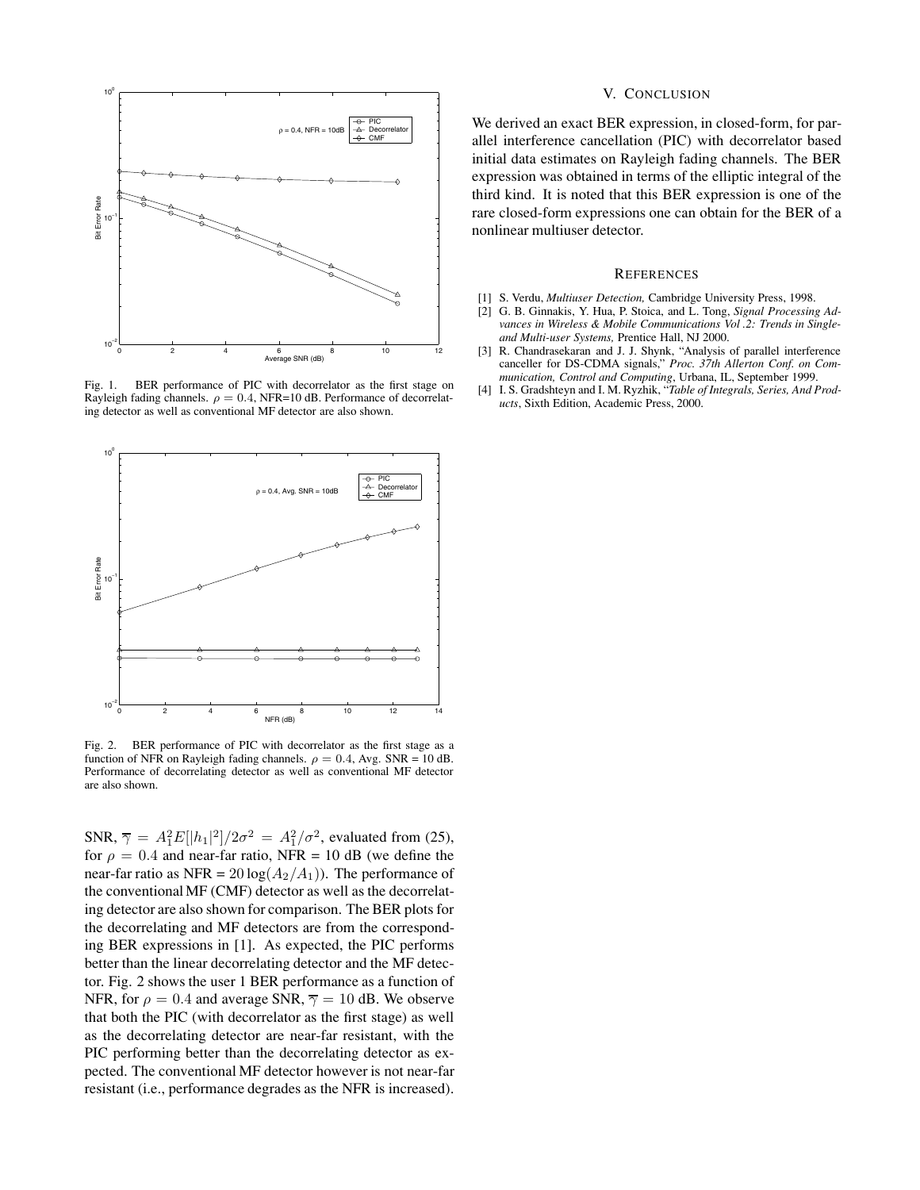10^0

ρ = 0.4, NFR = 10dB

PIC

Decorrelator

CMF

Bit Error Rate

10^-1

10^-2

0 2 4 6 8 10 12

Average SNR (dB)

Fig. 1. BER performance of PIC with decorrelator as the first stage on Rayleigh fading channels. $\rho = 0.4$, NFR=10 dB. Performance of decorrelating detector as well as conventional MF detector are also shown.

10^0

ρ = 0.4, Avg. SNR = 10dB

PIC

Decorrelator

CMF

Bit Error Rate

10^-1

10^-2

0 2 4 6 8 10 12 14

NFR (dB)

Fig. 2. BER performance of PIC with decorrelator as the first stage as a function of NFR on Rayleigh fading channels. $\rho = 0.4$, Avg. SNR = 10 dB. Performance of decorrelating detector as well as conventional MF detector are also shown.

SNR, $\overline{\gamma} = A_1^2 E[|h_1|^2]/2\sigma^2 = A_1^2/\sigma^2$, evaluated from (25), for $\rho = 0.4$ and near-far ratio, NFR = 10 dB (we define the near-far ratio as NFR = $20\log(A_2/A_1)$). The performance of the conventional MF (CMF) detector as well as the decorrelating detector are also shown for comparison. The BER plots for the decorrelating and MF detectors are from the corresponding BER expressions in [1]. As expected, the PIC performs better than the linear decorrelating detector and the MF detector. Fig. 2 shows the user 1 BER performance as a function of NFR, for $\rho = 0.4$ and average SNR, $\overline{\gamma} = 10$ dB. We observe that both the PIC (with decorrelator as the first stage) as well as the decorrelating detector are near-far resistant, with the PIC performing better than the decorrelating detector as expected. The conventional MF detector however is not near-far resistant (i.e., performance degrades as the NFR is increased).

## V. Conclusion

We derived an exact BER expression, in closed-form, for parallel interference cancellation (PIC) with decorrelator based initial data estimates on Rayleigh fading channels. The BER expression was obtained in terms of the elliptic integral of the third kind. It is noted that this BER expression is one of the rare closed-form expressions one can obtain for the BER of a nonlinear multiuser detector.

## References

[1] S. Verdu, *Multiuser Detection,* Cambridge University Press, 1998.

[2] G. B. Ginnakis, Y. Hua, P. Stoica, and L. Tong, *Signal Processing Advances in Wireless & Mobile Communications Vol .2: Trends in Single- and Multi-user Systems,* Prentice Hall, NJ 2000.

[3] R. Chandrasekaran and J. J. Shynk, "Analysis of parallel interference canceller for DS-CDMA signals," *Proc. 37th Allerton Conf. on Communication, Control and Computing*, Urbana, IL, September 1999.

[4] I. S. Gradshteyn and I. M. Ryzhik, "*Table of Integrals, Series, And Products*, Sixth Edition, Academic Press, 2000.